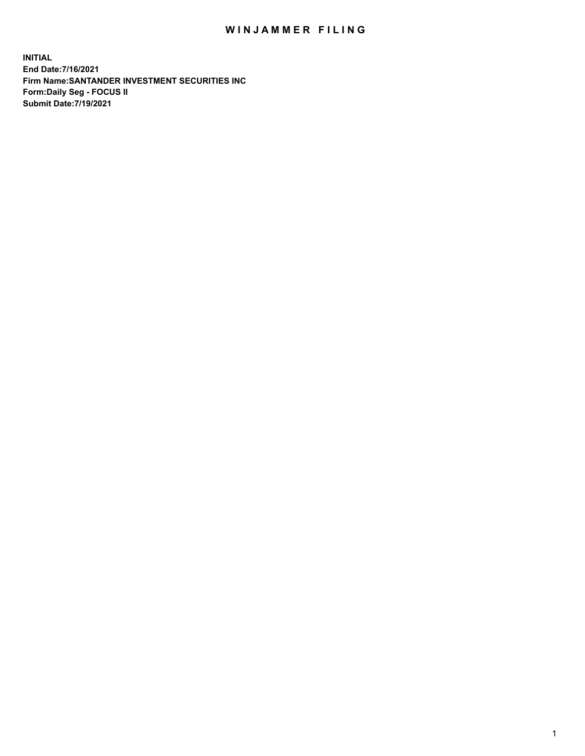# WINJAMMER FILING

**INITIAL**
**End Date:7/16/2021**
**Firm Name:SANTANDER INVESTMENT SECURITIES INC**
**Form:Daily Seg - FOCUS II**
**Submit Date:7/19/2021**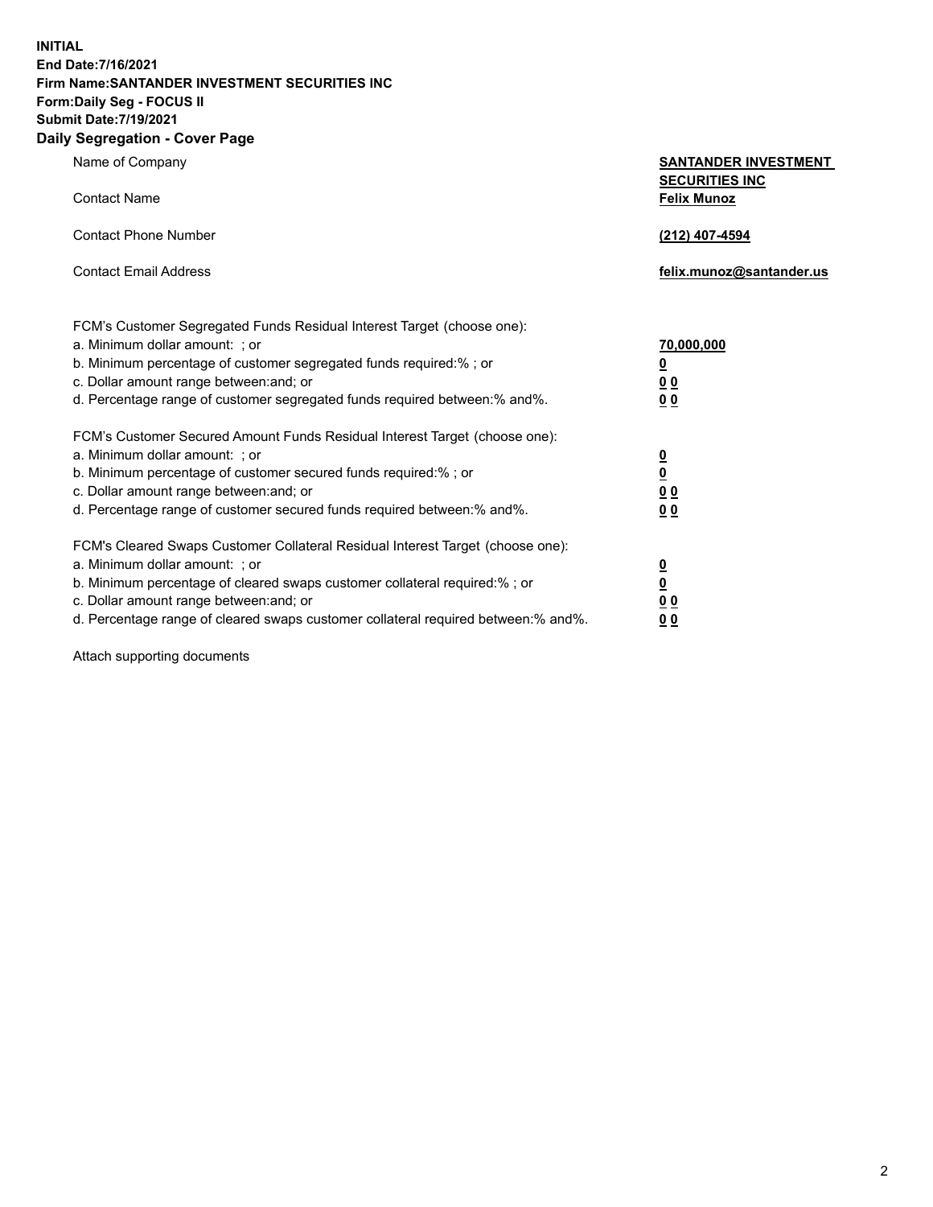**INITIAL**
**End Date:7/16/2021**
**Firm Name:SANTANDER INVESTMENT SECURITIES INC**
**Form:Daily Seg - FOCUS II**
**Submit Date:7/19/2021**

## Daily Segregation - Cover Page

| | |
|---|---|
| Name of Company | **SANTANDER INVESTMENT SECURITIES INC** |
| Contact Name | **Felix Munoz** |
| Contact Phone Number | **(212) 407-4594** |
| Contact Email Address | **felix.munoz@santander.us** |

FCM's Customer Segregated Funds Residual Interest Target (choose one):

| | |
|---|---|
| a. Minimum dollar amount: ; or | **70,000,000** |
| b. Minimum percentage of customer segregated funds required:% ; or | **0** |
| c. Dollar amount range between:and; or | **0 0** |
| d. Percentage range of customer segregated funds required between:% and%. | **0 0** |

FCM's Customer Secured Amount Funds Residual Interest Target (choose one):

| | |
|---|---|
| a. Minimum dollar amount: ; or | **0** |
| b. Minimum percentage of customer secured funds required:% ; or | **0** |
| c. Dollar amount range between:and; or | **0 0** |
| d. Percentage range of customer secured funds required between:% and%. | **0 0** |

FCM's Cleared Swaps Customer Collateral Residual Interest Target (choose one):

| | |
|---|---|
| a. Minimum dollar amount: ; or | **0** |
| b. Minimum percentage of cleared swaps customer collateral required:% ; or | **0** |
| c. Dollar amount range between:and; or | **0 0** |
| d. Percentage range of cleared swaps customer collateral required between:% and%. | **0 0** |

Attach supporting documents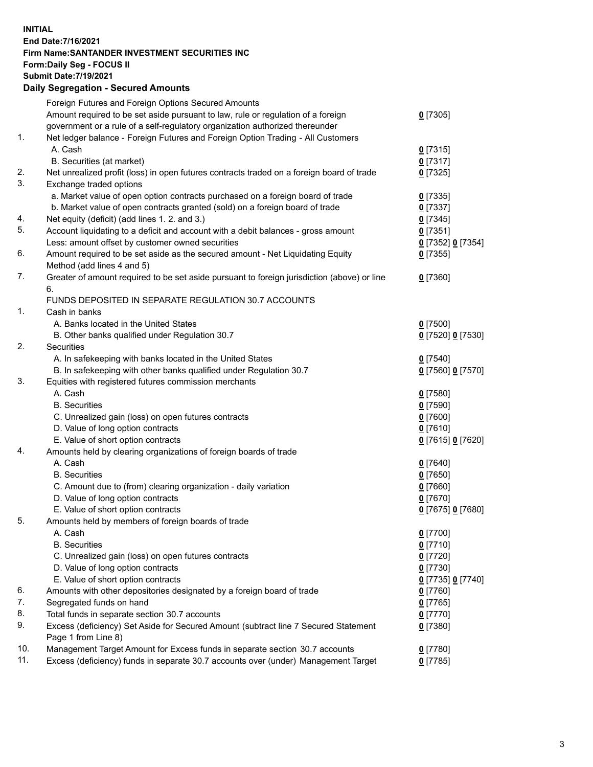**INITIAL**
**End Date:7/16/2021**
**Firm Name:SANTANDER INVESTMENT SECURITIES INC**
**Form:Daily Seg - FOCUS II**
**Submit Date:7/19/2021**

## Daily Segregation - Secured Amounts

| | | |
|---|---|---|
| | Foreign Futures and Foreign Options Secured Amounts | |
| | Amount required to be set aside pursuant to law, rule or regulation of a foreign government or a rule of a self-regulatory organization authorized thereunder | **0** [7305] |
| 1. | Net ledger balance - Foreign Futures and Foreign Option Trading - All Customers | |
| | A. Cash | **0** [7315] |
| | B. Securities (at market) | **0** [7317] |
| 2. | Net unrealized profit (loss) in open futures contracts traded on a foreign board of trade | **0** [7325] |
| 3. | Exchange traded options | |
| | a. Market value of open option contracts purchased on a foreign board of trade | **0** [7335] |
| | b. Market value of open contracts granted (sold) on a foreign board of trade | **0** [7337] |
| 4. | Net equity (deficit) (add lines 1. 2. and 3.) | **0** [7345] |
| 5. | Account liquidating to a deficit and account with a debit balances - gross amount | **0** [7351] |
| | Less: amount offset by customer owned securities | **0** [7352] **0** [7354] |
| 6. | Amount required to be set aside as the secured amount - Net Liquidating Equity Method (add lines 4 and 5) | **0** [7355] |
| 7. | Greater of amount required to be set aside pursuant to foreign jurisdiction (above) or line 6. | **0** [7360] |
| | FUNDS DEPOSITED IN SEPARATE REGULATION 30.7 ACCOUNTS | |
| 1. | Cash in banks | |
| | A. Banks located in the United States | **0** [7500] |
| | B. Other banks qualified under Regulation 30.7 | **0** [7520] **0** [7530] |
| 2. | Securities | |
| | A. In safekeeping with banks located in the United States | **0** [7540] |
| | B. In safekeeping with other banks qualified under Regulation 30.7 | **0** [7560] **0** [7570] |
| 3. | Equities with registered futures commission merchants | |
| | A. Cash | **0** [7580] |
| | B. Securities | **0** [7590] |
| | C. Unrealized gain (loss) on open futures contracts | **0** [7600] |
| | D. Value of long option contracts | **0** [7610] |
| | E. Value of short option contracts | **0** [7615] **0** [7620] |
| 4. | Amounts held by clearing organizations of foreign boards of trade | |
| | A. Cash | **0** [7640] |
| | B. Securities | **0** [7650] |
| | C. Amount due to (from) clearing organization - daily variation | **0** [7660] |
| | D. Value of long option contracts | **0** [7670] |
| | E. Value of short option contracts | **0** [7675] **0** [7680] |
| 5. | Amounts held by members of foreign boards of trade | |
| | A. Cash | **0** [7700] |
| | B. Securities | **0** [7710] |
| | C. Unrealized gain (loss) on open futures contracts | **0** [7720] |
| | D. Value of long option contracts | **0** [7730] |
| | E. Value of short option contracts | **0** [7735] **0** [7740] |
| 6. | Amounts with other depositories designated by a foreign board of trade | **0** [7760] |
| 7. | Segregated funds on hand | **0** [7765] |
| 8. | Total funds in separate section 30.7 accounts | **0** [7770] |
| 9. | Excess (deficiency) Set Aside for Secured Amount (subtract line 7 Secured Statement Page 1 from Line 8) | **0** [7380] |
| 10. | Management Target Amount for Excess funds in separate section 30.7 accounts | **0** [7780] |
| 11. | Excess (deficiency) funds in separate 30.7 accounts over (under) Management Target | **0** [7785] |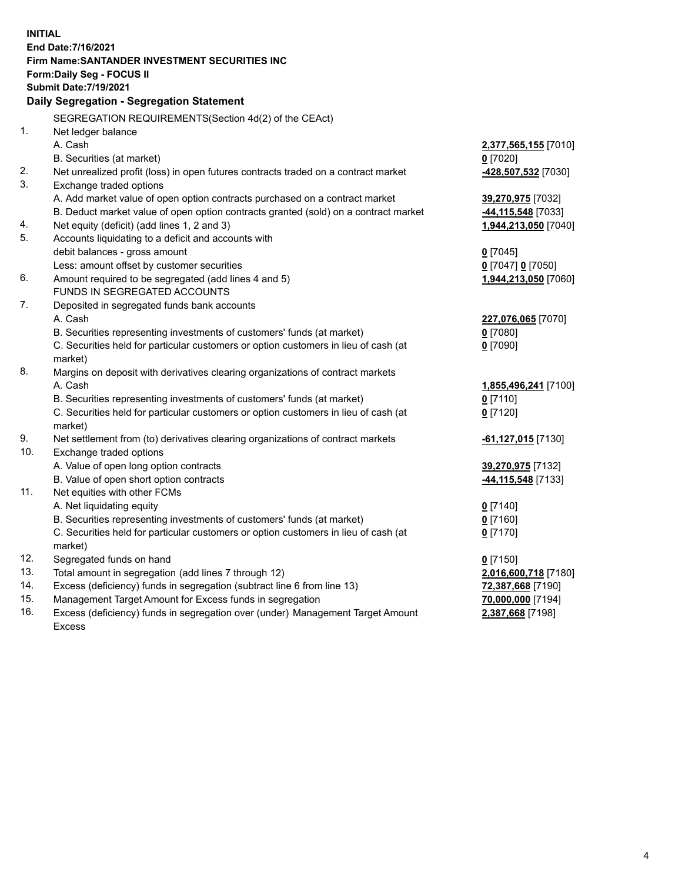**INITIAL**
**End Date:7/16/2021**
**Firm Name:SANTANDER INVESTMENT SECURITIES INC**
**Form:Daily Seg - FOCUS II**
**Submit Date:7/19/2021**

**Daily Segregation - Segregation Statement**

| | | |
|---|---|---|
| | SEGREGATION REQUIREMENTS(Section 4d(2) of the CEAct) | |
| 1. | Net ledger balance | |
| | A. Cash | **2,377,565,155** [7010] |
| | B. Securities (at market) | **0** [7020] |
| 2. | Net unrealized profit (loss) in open futures contracts traded on a contract market | **-428,507,532** [7030] |
| 3. | Exchange traded options | |
| | A. Add market value of open option contracts purchased on a contract market | **39,270,975** [7032] |
| | B. Deduct market value of open option contracts granted (sold) on a contract market | **-44,115,548** [7033] |
| 4. | Net equity (deficit) (add lines 1, 2 and 3) | **1,944,213,050** [7040] |
| 5. | Accounts liquidating to a deficit and accounts with | |
| | debit balances - gross amount | **0** [7045] |
| | Less: amount offset by customer securities | **0** [7047] **0** [7050] |
| 6. | Amount required to be segregated (add lines 4 and 5) | **1,944,213,050** [7060] |
| | FUNDS IN SEGREGATED ACCOUNTS | |
| 7. | Deposited in segregated funds bank accounts | |
| | A. Cash | **227,076,065** [7070] |
| | B. Securities representing investments of customers' funds (at market) | **0** [7080] |
| | C. Securities held for particular customers or option customers in lieu of cash (at market) | **0** [7090] |
| 8. | Margins on deposit with derivatives clearing organizations of contract markets | |
| | A. Cash | **1,855,496,241** [7100] |
| | B. Securities representing investments of customers' funds (at market) | **0** [7110] |
| | C. Securities held for particular customers or option customers in lieu of cash (at market) | **0** [7120] |
| 9. | Net settlement from (to) derivatives clearing organizations of contract markets | **-61,127,015** [7130] |
| 10. | Exchange traded options | |
| | A. Value of open long option contracts | **39,270,975** [7132] |
| | B. Value of open short option contracts | **-44,115,548** [7133] |
| 11. | Net equities with other FCMs | |
| | A. Net liquidating equity | **0** [7140] |
| | B. Securities representing investments of customers' funds (at market) | **0** [7160] |
| | C. Securities held for particular customers or option customers in lieu of cash (at market) | **0** [7170] |
| 12. | Segregated funds on hand | **0** [7150] |
| 13. | Total amount in segregation (add lines 7 through 12) | **2,016,600,718** [7180] |
| 14. | Excess (deficiency) funds in segregation (subtract line 6 from line 13) | **72,387,668** [7190] |
| 15. | Management Target Amount for Excess funds in segregation | **70,000,000** [7194] |
| 16. | Excess (deficiency) funds in segregation over (under) Management Target Amount Excess | **2,387,668** [7198] |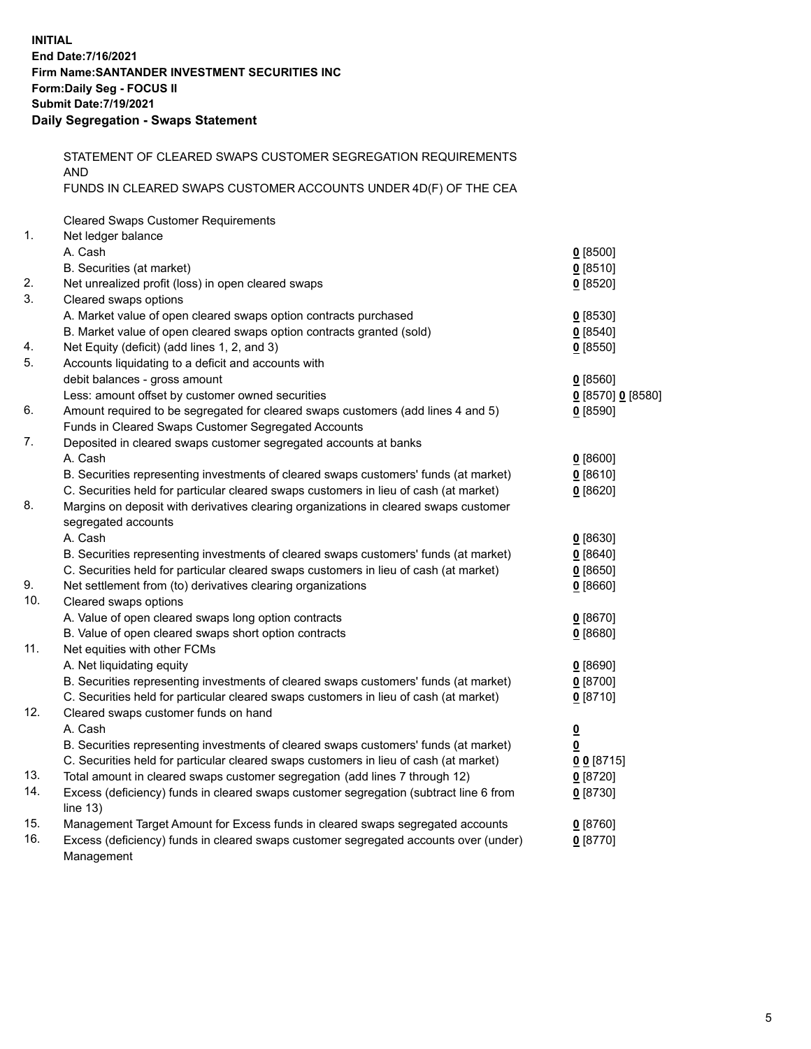**INITIAL**
**End Date:7/16/2021**
**Firm Name:SANTANDER INVESTMENT SECURITIES INC**
**Form:Daily Seg - FOCUS II**
**Submit Date:7/19/2021**
**Daily Segregation - Swaps Statement**

STATEMENT OF CLEARED SWAPS CUSTOMER SEGREGATION REQUIREMENTS AND FUNDS IN CLEARED SWAPS CUSTOMER ACCOUNTS UNDER 4D(F) OF THE CEA

| | | |
|---|---|---|
| | Cleared Swaps Customer Requirements | |
| 1. | Net ledger balance | |
| | A. Cash | 0 [8500] |
| | B. Securities (at market) | 0 [8510] |
| 2. | Net unrealized profit (loss) in open cleared swaps | 0 [8520] |
| 3. | Cleared swaps options | |
| | A. Market value of open cleared swaps option contracts purchased | 0 [8530] |
| | B. Market value of open cleared swaps option contracts granted (sold) | 0 [8540] |
| 4. | Net Equity (deficit) (add lines 1, 2, and 3) | 0 [8550] |
| 5. | Accounts liquidating to a deficit and accounts with debit balances - gross amount | 0 [8560] |
| | Less: amount offset by customer owned securities | 0 [8570] 0 [8580] |
| 6. | Amount required to be segregated for cleared swaps customers (add lines 4 and 5) | 0 [8590] |
| | Funds in Cleared Swaps Customer Segregated Accounts | |
| 7. | Deposited in cleared swaps customer segregated accounts at banks | |
| | A. Cash | 0 [8600] |
| | B. Securities representing investments of cleared swaps customers' funds (at market) | 0 [8610] |
| | C. Securities held for particular cleared swaps customers in lieu of cash (at market) | 0 [8620] |
| 8. | Margins on deposit with derivatives clearing organizations in cleared swaps customer segregated accounts | |
| | A. Cash | 0 [8630] |
| | B. Securities representing investments of cleared swaps customers' funds (at market) | 0 [8640] |
| | C. Securities held for particular cleared swaps customers in lieu of cash (at market) | 0 [8650] |
| 9. | Net settlement from (to) derivatives clearing organizations | 0 [8660] |
| 10. | Cleared swaps options | |
| | A. Value of open cleared swaps long option contracts | 0 [8670] |
| | B. Value of open cleared swaps short option contracts | 0 [8680] |
| 11. | Net equities with other FCMs | |
| | A. Net liquidating equity | 0 [8690] |
| | B. Securities representing investments of cleared swaps customers' funds (at market) | 0 [8700] |
| | C. Securities held for particular cleared swaps customers in lieu of cash (at market) | 0 [8710] |
| 12. | Cleared swaps customer funds on hand | |
| | A. Cash | 0 |
| | B. Securities representing investments of cleared swaps customers' funds (at market) | 0 |
| | C. Securities held for particular cleared swaps customers in lieu of cash (at market) | 0 0 [8715] |
| 13. | Total amount in cleared swaps customer segregation (add lines 7 through 12) | 0 [8720] |
| 14. | Excess (deficiency) funds in cleared swaps customer segregation (subtract line 6 from line 13) | 0 [8730] |
| 15. | Management Target Amount for Excess funds in cleared swaps segregated accounts | 0 [8760] |
| 16. | Excess (deficiency) funds in cleared swaps customer segregated accounts over (under) Management | 0 [8770] |